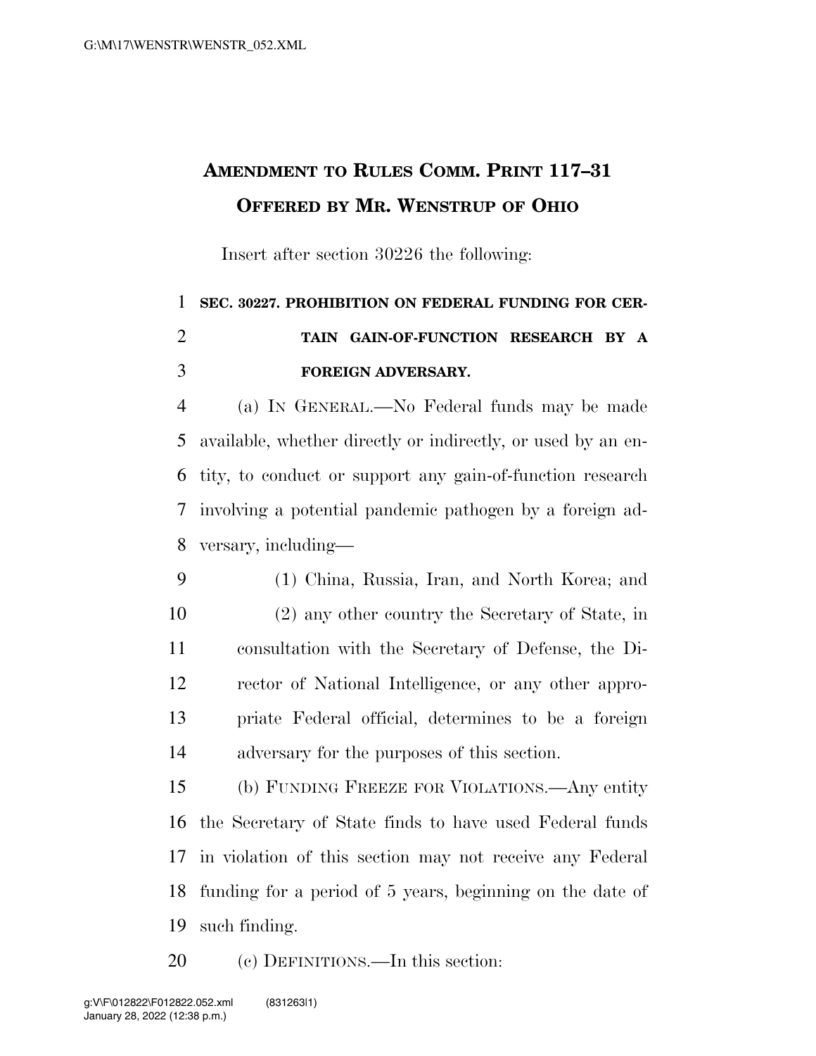# AMENDMENT TO RULES COMM. PRINT 117–31 OFFERED BY MR. WENSTRUP OF OHIO

Insert after section 30226 the following:

**SEC. 30227. PROHIBITION ON FEDERAL FUNDING FOR CERTAIN GAIN-OF-FUNCTION RESEARCH BY A FOREIGN ADVERSARY.**

(a) IN GENERAL.—No Federal funds may be made available, whether directly or indirectly, or used by an entity, to conduct or support any gain-of-function research involving a potential pandemic pathogen by a foreign adversary, including—

(1) China, Russia, Iran, and North Korea; and

(2) any other country the Secretary of State, in consultation with the Secretary of Defense, the Director of National Intelligence, or any other appropriate Federal official, determines to be a foreign adversary for the purposes of this section.

(b) FUNDING FREEZE FOR VIOLATIONS.—Any entity the Secretary of State finds to have used Federal funds in violation of this section may not receive any Federal funding for a period of 5 years, beginning on the date of such finding.

(c) DEFINITIONS.—In this section: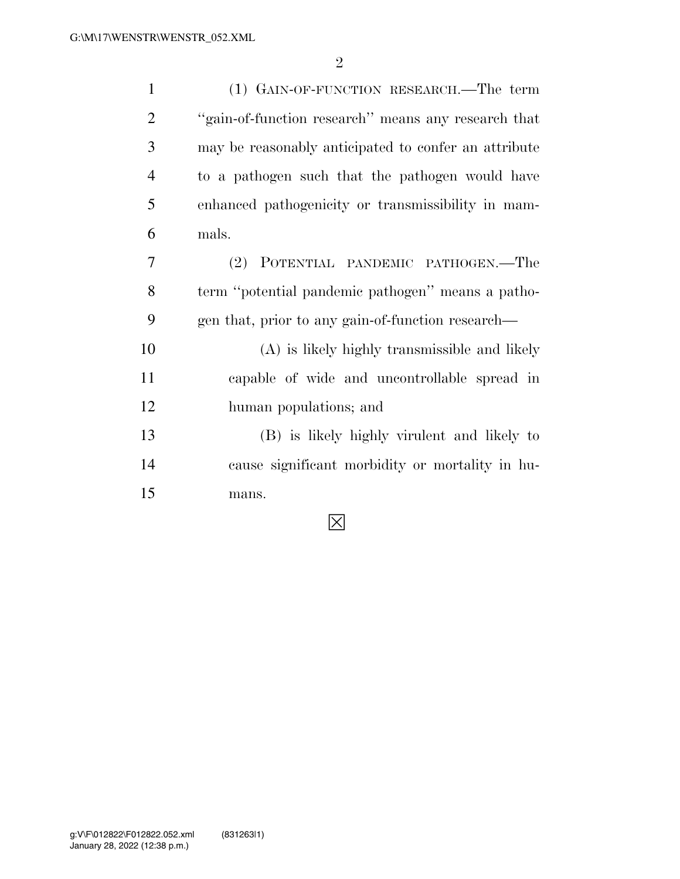(1) GAIN-OF-FUNCTION RESEARCH.—The term "gain-of-function research" means any research that may be reasonably anticipated to confer an attribute to a pathogen such that the pathogen would have enhanced pathogenicity or transmissibility in mammals.

(2) POTENTIAL PANDEMIC PATHOGEN.—The term "potential pandemic pathogen" means a pathogen that, prior to any gain-of-function research—

(A) is likely highly transmissible and likely capable of wide and uncontrollable spread in human populations; and

(B) is likely highly virulent and likely to cause significant morbidity or mortality in humans.

☒